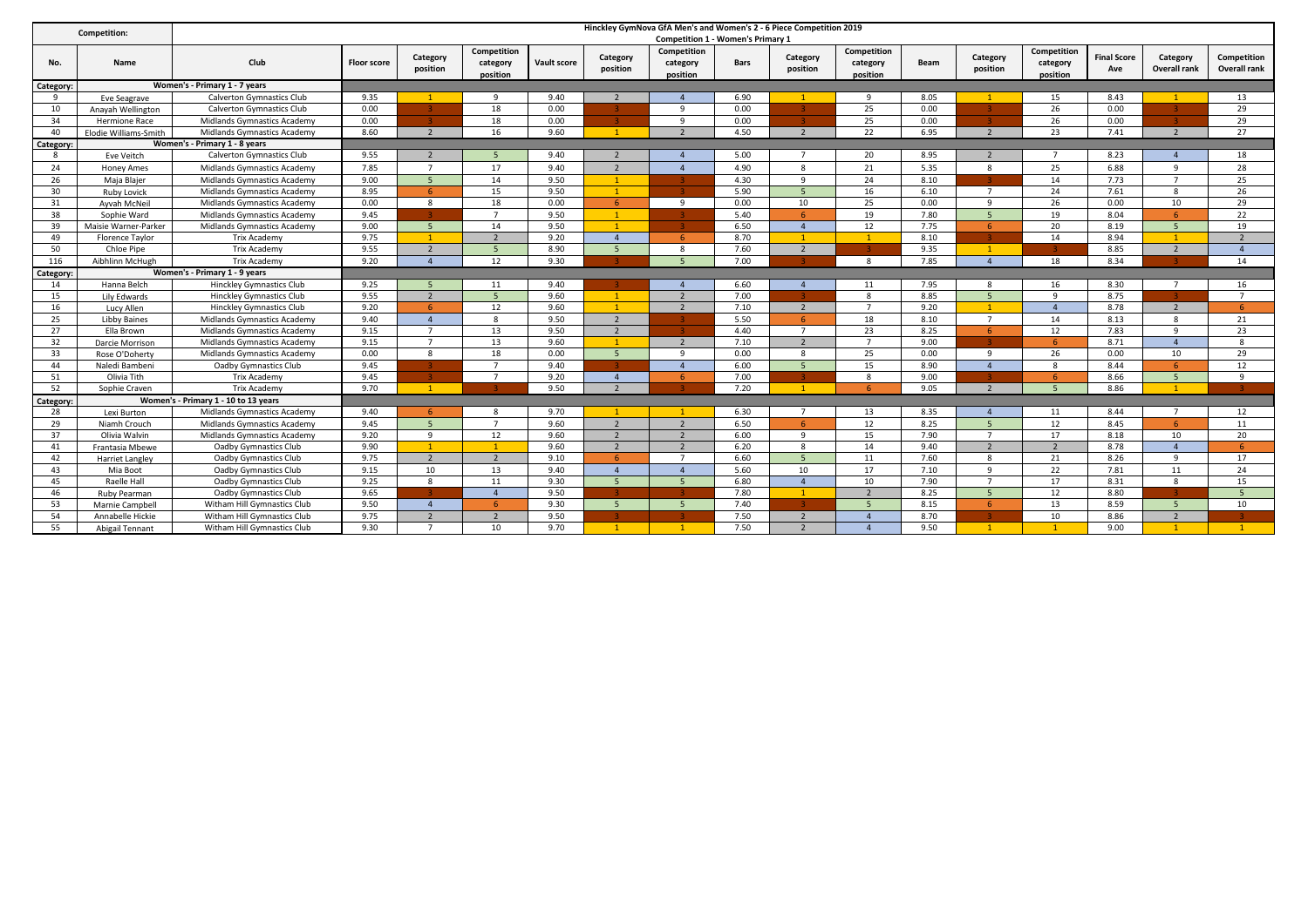| Competition: | | Hinckley GymNova GfA Men's and Women's 2 - 6 Piece Competition 2019 Competition 1 - Women's Primary 1 | | | | | | | | | | | | | | |
|---|---|---|---|---|---|---|---|---|---|---|---|---|---|---|---|---|
| No. | Name | Club | Floor score | Category position | Competition category position | Vault score | Category position | Competition category position | Bars | Category position | Competition category position | Beam | Category position | Competition category position | Final Score Ave | Category Overall rank | Competition Overall rank |
| Category: | | Women's - Primary 1 - 7 years | | | | | | | | | | | | | | | |
| 9 | Eve Seagrave | Calverton Gymnastics Club | 9.35 | 1 | 9 | 9.40 | 2 | 4 | 6.90 | 1 | 9 | 8.05 | 1 | 15 | 8.43 | 1 | 13 |
| 10 | Anayah Wellington | Calverton Gymnastics Club | 0.00 | 3 | 18 | 0.00 | 3 | 9 | 0.00 | 3 | 25 | 0.00 | 3 | 26 | 0.00 | 3 | 29 |
| 34 | Hermione Race | Midlands Gymnastics Academy | 0.00 | 3 | 18 | 0.00 | 3 | 9 | 0.00 | 3 | 25 | 0.00 | 3 | 26 | 0.00 | 3 | 29 |
| 40 | Elodie Williams-Smith | Midlands Gymnastics Academy | 8.60 | 2 | 16 | 9.60 | 1 | 2 | 4.50 | 2 | 22 | 6.95 | 2 | 23 | 7.41 | 2 | 27 |
| Category: | | Women's - Primary 1 - 8 years | | | | | | | | | | | | | | | |
| 8 | Eve Veitch | Calverton Gymnastics Club | 9.55 | 2 | 5 | 9.40 | 2 | 4 | 5.00 | 7 | 20 | 8.95 | 2 | 7 | 8.23 | 4 | 18 |
| 24 | Honey Ames | Midlands Gymnastics Academy | 7.85 | 7 | 17 | 9.40 | 2 | 4 | 4.90 | 8 | 21 | 5.35 | 8 | 25 | 6.88 | 9 | 28 |
| 26 | Maja Blajer | Midlands Gymnastics Academy | 9.00 | 5 | 14 | 9.50 | 1 | 3 | 4.30 | 9 | 24 | 8.10 | 3 | 14 | 7.73 | 7 | 25 |
| 30 | Ruby Lovick | Midlands Gymnastics Academy | 8.95 | 6 | 15 | 9.50 | 1 | 3 | 5.90 | 5 | 16 | 6.10 | 7 | 24 | 7.61 | 8 | 26 |
| 31 | Ayvah McNeil | Midlands Gymnastics Academy | 0.00 | 8 | 18 | 0.00 | 6 | 9 | 0.00 | 10 | 25 | 0.00 | 9 | 26 | 0.00 | 10 | 29 |
| 38 | Sophie Ward | Midlands Gymnastics Academy | 9.45 | 3 | 7 | 9.50 | 1 | 3 | 5.40 | 6 | 19 | 7.80 | 5 | 19 | 8.04 | 6 | 22 |
| 39 | Maisie Warner-Parker | Midlands Gymnastics Academy | 9.00 | 5 | 14 | 9.50 | 1 | 3 | 6.50 | 4 | 12 | 7.75 | 6 | 20 | 8.19 | 5 | 19 |
| 49 | Florence Taylor | Trix Academy | 9.75 | 1 | 2 | 9.20 | 4 | 6 | 8.70 | 1 | 1 | 8.10 | 3 | 14 | 8.94 | 1 | 2 |
| 50 | Chloe Pipe | Trix Academy | 9.55 | 2 | 5 | 8.90 | 5 | 8 | 7.60 | 2 | 3 | 9.35 | 1 | 3 | 8.85 | 2 | 4 |
| 116 | Aibhlinn McHugh | Trix Academy | 9.20 | 4 | 12 | 9.30 | 3 | 5 | 7.00 | 3 | 8 | 7.85 | 4 | 18 | 8.34 | 3 | 14 |
| Category: | | Women's - Primary 1 - 9 years | | | | | | | | | | | | | | | |
| 14 | Hanna Belch | Hinckley Gymnastics Club | 9.25 | 5 | 11 | 9.40 | 3 | 4 | 6.60 | 4 | 11 | 7.95 | 8 | 16 | 8.30 | 7 | 16 |
| 15 | Lily Edwards | Hinckley Gymnastics Club | 9.55 | 2 | 5 | 9.60 | 1 | 2 | 7.00 | 3 | 8 | 8.85 | 5 | 9 | 8.75 | 3 | 7 |
| 16 | Lucy Allen | Hinckley Gymnastics Club | 9.20 | 6 | 12 | 9.60 | 1 | 2 | 7.10 | 2 | 7 | 9.20 | 1 | 4 | 8.78 | 2 | 6 |
| 25 | Libby Baines | Midlands Gymnastics Academy | 9.40 | 4 | 8 | 9.50 | 2 | 3 | 5.50 | 6 | 18 | 8.10 | 7 | 14 | 8.13 | 8 | 21 |
| 27 | Ella Brown | Midlands Gymnastics Academy | 9.15 | 7 | 13 | 9.50 | 2 | 3 | 4.40 | 7 | 23 | 8.25 | 6 | 12 | 7.83 | 9 | 23 |
| 32 | Darcie Morrison | Midlands Gymnastics Academy | 9.15 | 7 | 13 | 9.60 | 1 | 2 | 7.10 | 2 | 7 | 9.00 | 3 | 6 | 8.71 | 4 | 8 |
| 33 | Rose O'Doherty | Midlands Gymnastics Academy | 0.00 | 8 | 18 | 0.00 | 5 | 9 | 0.00 | 8 | 25 | 0.00 | 9 | 26 | 0.00 | 10 | 29 |
| 44 | Naledi Bambeni | Oadby Gymnastics Club | 9.45 | 3 | 7 | 9.40 | 3 | 4 | 6.00 | 5 | 15 | 8.90 | 4 | 8 | 8.44 | 6 | 12 |
| 51 | Olivia Tith | Trix Academy | 9.45 | 3 | 7 | 9.20 | 4 | 6 | 7.00 | 3 | 8 | 9.00 | 3 | 6 | 8.66 | 5 | 9 |
| 52 | Sophie Craven | Trix Academy | 9.70 | 1 | 3 | 9.50 | 2 | 3 | 7.20 | 1 | 6 | 9.05 | 2 | 5 | 8.86 | 1 | 3 |
| Category: | | Women's - Primary 1 - 10 to 13 years | | | | | | | | | | | | | | | |
| 28 | Lexi Burton | Midlands Gymnastics Academy | 9.40 | 6 | 8 | 9.70 | 1 | 1 | 6.30 | 7 | 13 | 8.35 | 4 | 11 | 8.44 | 7 | 12 |
| 29 | Niamh Crouch | Midlands Gymnastics Academy | 9.45 | 5 | 7 | 9.60 | 2 | 2 | 6.50 | 6 | 12 | 8.25 | 5 | 12 | 8.45 | 6 | 11 |
| 37 | Olivia Walvin | Midlands Gymnastics Academy | 9.20 | 9 | 12 | 9.60 | 2 | 2 | 6.00 | 9 | 15 | 7.90 | 7 | 17 | 8.18 | 10 | 20 |
| 41 | Frantasia Mbewe | Oadby Gymnastics Club | 9.90 | 1 | 1 | 9.60 | 2 | 2 | 6.20 | 8 | 14 | 9.40 | 2 | 2 | 8.78 | 4 | 6 |
| 42 | Harriet Langley | Oadby Gymnastics Club | 9.75 | 2 | 2 | 9.10 | 6 | 7 | 6.60 | 5 | 11 | 7.60 | 8 | 21 | 8.26 | 9 | 17 |
| 43 | Mia Boot | Oadby Gymnastics Club | 9.15 | 10 | 13 | 9.40 | 4 | 4 | 5.60 | 10 | 17 | 7.10 | 9 | 22 | 7.81 | 11 | 24 |
| 45 | Raelle Hall | Oadby Gymnastics Club | 9.25 | 8 | 11 | 9.30 | 5 | 5 | 6.80 | 4 | 10 | 7.90 | 7 | 17 | 8.31 | 8 | 15 |
| 46 | Ruby Pearman | Oadby Gymnastics Club | 9.65 | 3 | 4 | 9.50 | 3 | 3 | 7.80 | 1 | 2 | 8.25 | 5 | 12 | 8.80 | 3 | 5 |
| 53 | Marnie Campbell | Witham Hill Gymnastics Club | 9.50 | 4 | 6 | 9.30 | 5 | 5 | 7.40 | 3 | 5 | 8.15 | 6 | 13 | 8.59 | 5 | 10 |
| 54 | Annabelle Hickie | Witham Hill Gymnastics Club | 9.75 | 2 | 2 | 9.50 | 3 | 3 | 7.50 | 2 | 4 | 8.70 | 3 | 10 | 8.86 | 2 | 3 |
| 55 | Abigail Tennant | Witham Hill Gymnastics Club | 9.30 | 7 | 10 | 9.70 | 1 | 1 | 7.50 | 2 | 4 | 9.50 | 1 | 1 | 9.00 | 1 | 1 |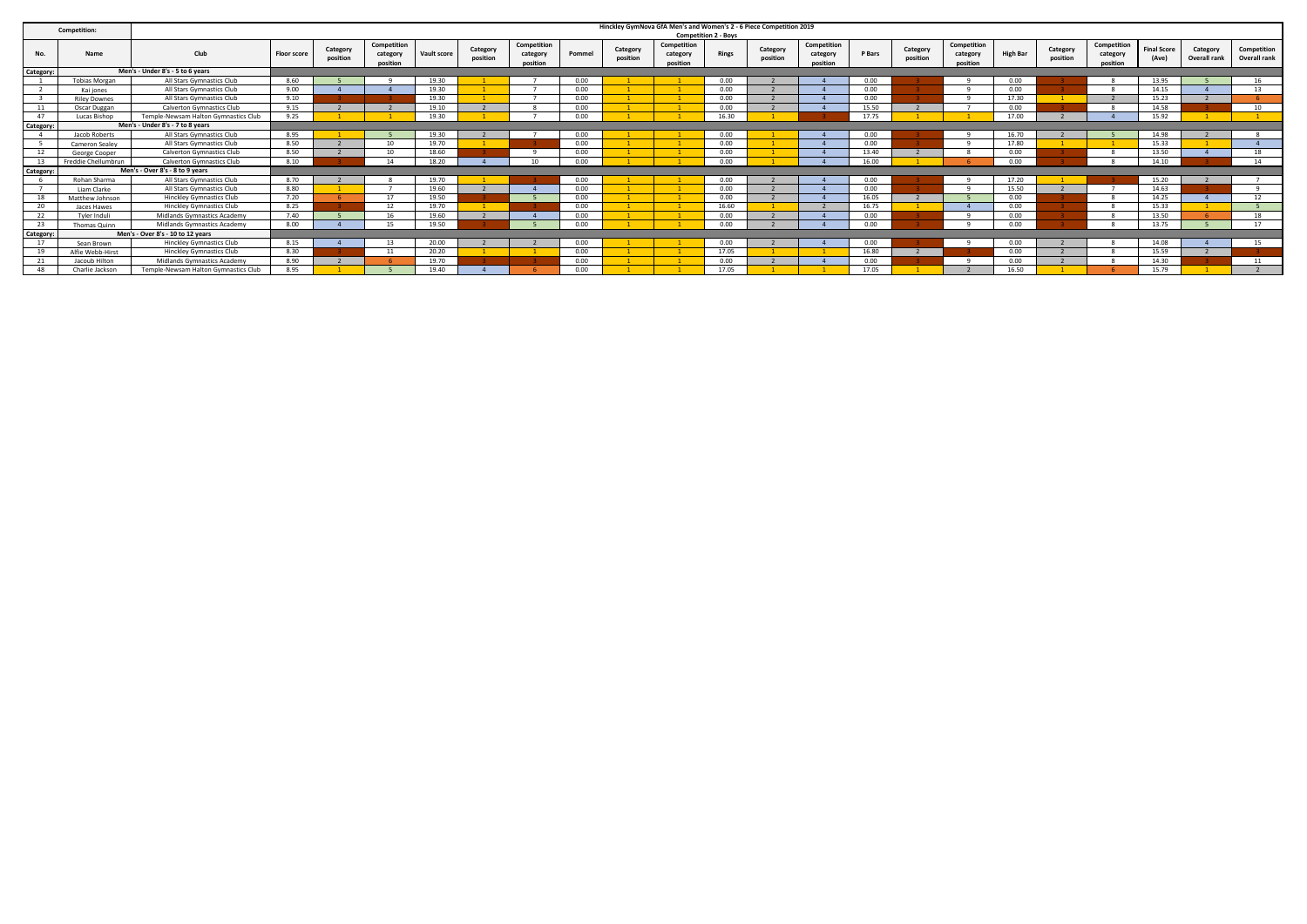# Hinckley GymNova GfA Men's and Women's 2 - 6 Piece Competition 2019

## Competition 2 - Boys

| No. | Name | Club | Floor score | Category position | Competition category position | Vault score | Category position | Competition category position | Pommel | Category position | Competition category position | Rings | Category position | Competition category position | P Bars | Category position | Competition category position | High Bar | Category position | Competition category position | Final Score (Ave) | Category Overall rank | Competition Overall rank |
|---|---|---|---|---|---|---|---|---|---|---|---|---|---|---|---|---|---|---|---|---|---|---|---|
| Category: | Men's - Under 8's - 5 to 6 years | | | | | | | | | | | | | | | | | | | | | | |
| 1 | Tobias Morgan | All Stars Gymnastics Club | 8.60 | 5 | 9 | 19.30 | 1 | 7 | 0.00 | 1 | 1 | 0.00 | 2 | 4 | 0.00 | 3 | 9 | 0.00 | 3 | 8 | 13.95 | 5 | 16 |
| 2 | Kai jones | All Stars Gymnastics Club | 9.00 | 4 | 4 | 19.30 | 1 | 7 | 0.00 | 1 | 1 | 0.00 | 2 | 4 | 0.00 | 3 | 9 | 0.00 | 3 | 8 | 14.15 | 4 | 13 |
| 3 | Riley Downes | All Stars Gymnastics Club | 9.10 | 3 | 3 | 19.30 | 1 | 7 | 0.00 | 1 | 1 | 0.00 | 2 | 4 | 0.00 | 3 | 9 | 17.30 | 1 | 2 | 15.23 | 2 | 6 |
| 11 | Oscar Duggan | Calverton Gymnastics Club | 9.15 | 2 | 2 | 19.10 | 2 | 8 | 0.00 | 1 | 1 | 0.00 | 2 | 4 | 15.50 | 2 | 7 | 0.00 | 3 | 8 | 14.58 | 3 | 10 |
| 47 | Lucas Bishop | Temple-Newsam Halton Gymnastics Club | 9.25 | 1 | 1 | 19.30 | 1 | 7 | 0.00 | 1 | 1 | 16.30 | 1 | 3 | 17.75 | 1 | 1 | 17.00 | 2 | 4 | 15.92 | 1 | 1 |
| Category: | Men's - Under 8's - 7 to 8 years | | | | | | | | | | | | | | | | | | | | | | |
| 4 | Jacob Roberts | All Stars Gymnastics Club | 8.95 | 1 | 5 | 19.30 | 2 | 7 | 0.00 | 1 | 1 | 0.00 | 1 | 4 | 0.00 | 3 | 9 | 16.70 | 2 | 5 | 14.98 | 2 | 8 |
| 5 | Cameron Sealey | All Stars Gymnastics Club | 8.50 | 2 | 10 | 19.70 | 1 | 3 | 0.00 | 1 | 1 | 0.00 | 1 | 4 | 0.00 | 3 | 9 | 17.80 | 1 | 1 | 15.33 | 1 | 4 |
| 12 | George Cooper | Calverton Gymnastics Club | 8.50 | 2 | 10 | 18.60 | 3 | 9 | 0.00 | 1 | 1 | 0.00 | 1 | 4 | 13.40 | 2 | 8 | 0.00 | 3 | 8 | 13.50 | 4 | 18 |
| 13 | Freddie Chellumbrun | Calverton Gymnastics Club | 8.10 | 3 | 14 | 18.20 | 4 | 10 | 0.00 | 1 | 1 | 0.00 | 1 | 4 | 16.00 | 1 | 6 | 0.00 | 3 | 8 | 14.10 | 3 | 14 |
| Category: | Men's - Over 8's - 8 to 9 years | | | | | | | | | | | | | | | | | | | | | | |
| 6 | Rohan Sharma | All Stars Gymnastics Club | 8.70 | 2 | 8 | 19.70 | 1 | 3 | 0.00 | 1 | 1 | 0.00 | 2 | 4 | 0.00 | 3 | 9 | 17.20 | 1 | 3 | 15.20 | 2 | 7 |
| 7 | Liam Clarke | All Stars Gymnastics Club | 8.80 | 1 | 7 | 19.60 | 2 | 4 | 0.00 | 1 | 1 | 0.00 | 2 | 4 | 0.00 | 3 | 9 | 15.50 | 2 | 7 | 14.63 | 3 | 9 |
| 18 | Matthew Johnson | Hinckley Gymnastics Club | 7.20 | 6 | 17 | 19.50 | 3 | 5 | 0.00 | 1 | 1 | 0.00 | 2 | 4 | 16.05 | 2 | 5 | 0.00 | 3 | 8 | 14.25 | 4 | 12 |
| 20 | Jaces Hawes | Hinckley Gymnastics Club | 8.25 | 3 | 12 | 19.70 | 1 | 3 | 0.00 | 1 | 1 | 16.60 | 1 | 2 | 16.75 | 1 | 4 | 0.00 | 3 | 8 | 15.33 | 1 | 5 |
| 22 | Tyler Induli | Midlands Gymnastics Academy | 7.40 | 5 | 16 | 19.60 | 2 | 4 | 0.00 | 1 | 1 | 0.00 | 2 | 4 | 0.00 | 3 | 9 | 0.00 | 3 | 8 | 13.50 | 6 | 18 |
| 23 | Thomas Quinn | Midlands Gymnastics Academy | 8.00 | 4 | 15 | 19.50 | 3 | 5 | 0.00 | 1 | 1 | 0.00 | 2 | 4 | 0.00 | 3 | 9 | 0.00 | 3 | 8 | 13.75 | 5 | 17 |
| Category: | Men's - Over 8's - 10 to 12 years | | | | | | | | | | | | | | | | | | | | | | |
| 17 | Sean Brown | Hinckley Gymnastics Club | 8.15 | 4 | 13 | 20.00 | 2 | 2 | 0.00 | 1 | 1 | 0.00 | 2 | 4 | 0.00 | 3 | 9 | 0.00 | 2 | 8 | 14.08 | 4 | 15 |
| 19 | Alfie Webb-Hirst | Hinckley Gymnastics Club | 8.30 | 3 | 11 | 20.20 | 1 | 1 | 0.00 | 1 | 1 | 17.05 | 1 | 1 | 16.80 | 2 | 3 | 0.00 | 2 | 8 | 15.59 | 2 | 3 |
| 21 | Jacoub Hilton | Midlands Gymnastics Academy | 8.90 | 2 | 6 | 19.70 | 3 | 3 | 0.00 | 1 | 1 | 0.00 | 2 | 4 | 0.00 | 3 | 9 | 0.00 | 2 | 8 | 14.30 | 3 | 11 |
| 48 | Charlie Jackson | Temple-Newsam Halton Gymnastics Club | 8.95 | 1 | 5 | 19.40 | 4 | 6 | 0.00 | 1 | 1 | 17.05 | 1 | 1 | 17.05 | 1 | 2 | 16.50 | 1 | 6 | 15.79 | 1 | 2 |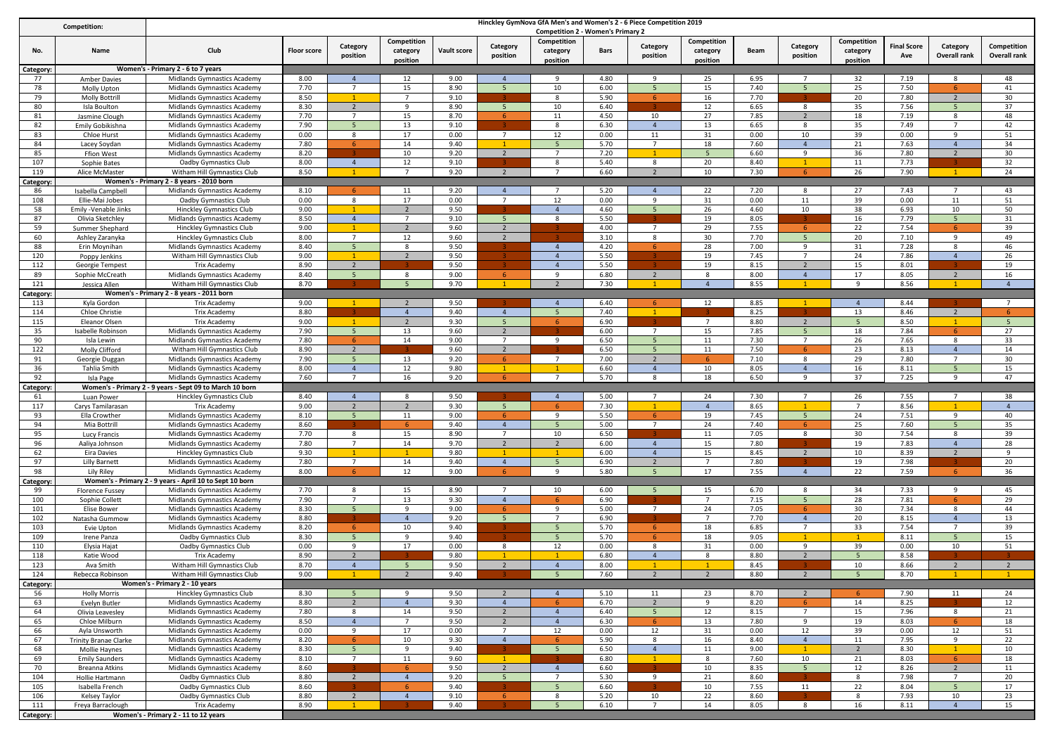# Hinckley GymNova GfA Men's and Women's 2 - 6 Piece Competition 2019

## Competition 2 - Women's Primary 2

| No. | Name | Club | Floor score | Category position | Competition category position | Vault score | Category position | Competition category position | Bars | Category position | Competition category position | Beam | Category position | Competition category position | Final Score Ave | Category Overall rank | Competition Overall rank |
|---|---|---|---|---|---|---|---|---|---|---|---|---|---|---|---|---|---|
| **Category:** | **Women's - Primary 2 - 6 to 7 years** | | | | | | | | | | | | | | | | |
| 77 | Amber Davies | Midlands Gymnastics Academy | 8.00 | 4 | 12 | 9.00 | 4 | 9 | 4.80 | 9 | 25 | 6.95 | 7 | 32 | 7.19 | 8 | 48 |
| 78 | Molly Upton | Midlands Gymnastics Academy | 7.70 | 7 | 15 | 8.90 | 5 | 10 | 6.00 | 5 | 15 | 7.40 | 5 | 25 | 7.50 | 6 | 41 |
| 79 | Molly Bottrill | Midlands Gymnastics Academy | 8.50 | 1 | 7 | 9.10 | 3 | 8 | 5.90 | 6 | 16 | 7.70 | 3 | 20 | 7.80 | 2 | 30 |
| 80 | Isla Boulton | Midlands Gymnastics Academy | 8.30 | 2 | 9 | 8.90 | 5 | 10 | 6.40 | 3 | 12 | 6.65 | 8 | 35 | 7.56 | 5 | 37 |
| 81 | Jasmine Clough | Midlands Gymnastics Academy | 7.70 | 7 | 15 | 8.70 | 6 | 11 | 4.50 | 10 | 27 | 7.85 | 2 | 18 | 7.19 | 8 | 48 |
| 82 | Emily Gobikishna | Midlands Gymnastics Academy | 7.90 | 5 | 13 | 9.10 | 3 | 8 | 6.30 | 4 | 13 | 6.65 | 8 | 35 | 7.49 | 7 | 42 |
| 83 | Chloe Hurst | Midlands Gymnastics Academy | 0.00 | 8 | 17 | 0.00 | 7 | 12 | 0.00 | 11 | 31 | 0.00 | 10 | 39 | 0.00 | 9 | 51 |
| 84 | Lacey Soydan | Midlands Gymnastics Academy | 7.80 | 6 | 14 | 9.40 | 1 | 5 | 5.70 | 7 | 18 | 7.60 | 4 | 21 | 7.63 | 4 | 34 |
| 85 | Ffion West | Midlands Gymnastics Academy | 8.20 | 3 | 10 | 9.20 | 2 | 7 | 7.20 | 1 | 5 | 6.60 | 9 | 36 | 7.80 | 2 | 30 |
| 107 | Sophie Bates | Oadby Gymnastics Club | 8.00 | 4 | 12 | 9.10 | 3 | 8 | 5.40 | 8 | 20 | 8.40 | 1 | 11 | 7.73 | 3 | 32 |
| 119 | Alice McMaster | Witham Hill Gymnastics Club | 8.50 | 1 | 7 | 9.20 | 2 | 7 | 6.60 | 2 | 10 | 7.30 | 6 | 26 | 7.90 | 1 | 24 |
| **Category:** | **Women's - Primary 2 - 8 years - 2010 born** | | | | | | | | | | | | | | | | |
| 86 | Isabella Campbell | Midlands Gymnastics Academy | 8.10 | 6 | 11 | 9.20 | 4 | 7 | 5.20 | 4 | 22 | 7.20 | 8 | 27 | 7.43 | 7 | 43 |
| 108 | Ellie-Mai Jobes | Oadby Gymnastics Club | 0.00 | 8 | 17 | 0.00 | 7 | 12 | 0.00 | 9 | 31 | 0.00 | 11 | 39 | 0.00 | 11 | 51 |
| 58 | Emily -Venable Jinks | Hinckley Gymnastics Club | 9.00 | 1 | 2 | 9.50 | 3 | 4 | 4.60 | 5 | 26 | 4.60 | 10 | 38 | 6.93 | 10 | 50 |
| 87 | Olivia Sketchley | Midlands Gymnastics Academy | 8.50 | 4 | 7 | 9.10 | 5 | 8 | 5.50 | 3 | 19 | 8.05 | 3 | 16 | 7.79 | 5 | 31 |
| 59 | Summer Shephard | Hinckley Gymnastics Club | 9.00 | 1 | 2 | 9.60 | 2 | 3 | 4.00 | 7 | 29 | 7.55 | 6 | 22 | 7.54 | 6 | 39 |
| 60 | Ashley Zaranyka | Hinckley Gymnastics Club | 8.00 | 7 | 12 | 9.60 | 2 | 3 | 3.10 | 8 | 30 | 7.70 | 5 | 20 | 7.10 | 9 | 49 |
| 88 | Erin Moynihan | Midlands Gymnastics Academy | 8.40 | 5 | 8 | 9.50 | 3 | 4 | 4.20 | 6 | 28 | 7.00 | 9 | 31 | 7.28 | 8 | 46 |
| 120 | Poppy Jenkins | Witham Hill Gymnastics Club | 9.00 | 1 | 2 | 9.50 | 3 | 4 | 5.50 | 3 | 19 | 7.45 | 7 | 24 | 7.86 | 4 | 26 |
| 112 | Georgie Tempest | Trix Academy | 8.90 | 2 | 3 | 9.50 | 3 | 4 | 5.50 | 3 | 19 | 8.15 | 2 | 15 | 8.01 | 3 | 19 |
| 89 | Sophie McCreath | Midlands Gymnastics Academy | 8.40 | 5 | 8 | 9.00 | 6 | 9 | 6.80 | 2 | 8 | 8.00 | 4 | 17 | 8.05 | 2 | 16 |
| 121 | Jessica Allen | Witham Hill Gymnastics Club | 8.70 | 3 | 5 | 9.70 | 1 | 2 | 7.30 | 1 | 4 | 8.55 | 1 | 9 | 8.56 | 1 | 4 |
| **Category:** | **Women's - Primary 2 - 8 years - 2011 born** | | | | | | | | | | | | | | | | |
| 113 | Kyla Gordon | Trix Academy | 9.00 | 1 | 2 | 9.50 | 3 | 4 | 6.40 | 6 | 12 | 8.85 | 1 | 4 | 8.44 | 3 | 7 |
| 114 | Chloe Christie | Trix Academy | 8.80 | 3 | 4 | 9.40 | 4 | 5 | 7.40 | 1 | 3 | 8.25 | 3 | 13 | 8.46 | 2 | 6 |
| 115 | Eleanor Olsen | Trix Academy | 9.00 | 1 | 2 | 9.30 | 5 | 6 | 6.90 | 3 | 7 | 8.80 | 2 | 5 | 8.50 | 1 | 5 |
| 35 | Isabelle Robinson | Midlands Gymnastics Academy | 7.90 | 5 | 13 | 9.60 | 2 | 3 | 6.00 | 7 | 15 | 7.85 | 5 | 18 | 7.84 | 6 | 27 |
| 90 | Isla Lewin | Midlands Gymnastics Academy | 7.80 | 6 | 14 | 9.00 | 7 | 9 | 6.50 | 5 | 11 | 7.30 | 7 | 26 | 7.65 | 8 | 33 |
| 122 | Molly Clifford | Witham Hill Gymnastics Club | 8.90 | 2 | 3 | 9.60 | 2 | 3 | 6.50 | 5 | 11 | 7.50 | 6 | 23 | 8.13 | 4 | 14 |
| 91 | Georgie Duggan | Midlands Gymnastics Academy | 7.90 | 5 | 13 | 9.20 | 6 | 7 | 7.00 | 2 | 6 | 7.10 | 8 | 29 | 7.80 | 7 | 30 |
| 36 | Tahlia Smith | Midlands Gymnastics Academy | 8.00 | 4 | 12 | 9.80 | 1 | 1 | 6.60 | 4 | 10 | 8.05 | 4 | 16 | 8.11 | 5 | 15 |
| 92 | Isla Page | Midlands Gymnastics Academy | 7.60 | 7 | 16 | 9.20 | 6 | 7 | 5.70 | 8 | 18 | 6.50 | 9 | 37 | 7.25 | 9 | 47 |
| **Category:** | **Women's - Primary 2 - 9 years - Sept 09 to March 10 born** | | | | | | | | | | | | | | | | |
| 61 | Luan Power | Hinckley Gymnastics Club | 8.40 | 4 | 8 | 9.50 | 3 | 4 | 5.00 | 7 | 24 | 7.30 | 7 | 26 | 7.55 | 7 | 38 |
| 117 | Carys Tamilarasan | Trix Academy | 9.00 | 2 | 2 | 9.30 | 5 | 6 | 7.30 | 1 | 4 | 8.65 | 1 | 7 | 8.56 | 1 | 4 |
| 93 | Ella Crowther | Midlands Gymnastics Academy | 8.10 | 5 | 11 | 9.00 | 6 | 9 | 5.50 | 6 | 19 | 7.45 | 5 | 24 | 7.51 | 9 | 40 |
| 94 | Mia Bottrill | Midlands Gymnastics Academy | 8.60 | 3 | 6 | 9.40 | 4 | 5 | 5.00 | 7 | 24 | 7.40 | 6 | 25 | 7.60 | 5 | 35 |
| 95 | Lucy Francis | Midlands Gymnastics Academy | 7.70 | 8 | 15 | 8.90 | 7 | 10 | 6.50 | 3 | 11 | 7.05 | 8 | 30 | 7.54 | 8 | 39 |
| 96 | Aaliya Johnson | Midlands Gymnastics Academy | 7.80 | 7 | 14 | 9.70 | 2 | 2 | 6.00 | 4 | 15 | 7.80 | 3 | 19 | 7.83 | 4 | 28 |
| 62 | Eira Davies | Hinckley Gymnastics Club | 9.30 | 1 | 1 | 9.80 | 1 | 1 | 6.00 | 4 | 15 | 8.45 | 2 | 10 | 8.39 | 2 | 9 |
| 97 | Lilly Barnett | Midlands Gymnastics Academy | 7.80 | 7 | 14 | 9.40 | 4 | 5 | 6.90 | 2 | 7 | 7.80 | 3 | 19 | 7.98 | 3 | 20 |
| 98 | Lily Riley | Midlands Gymnastics Academy | 8.00 | 6 | 12 | 9.00 | 6 | 9 | 5.80 | 5 | 17 | 7.55 | 4 | 22 | 7.59 | 6 | 36 |
| **Category:** | **Women's - Primary 2 - 9 years - April 10 to Sept 10 born** | | | | | | | | | | | | | | | | |
| 99 | Florence Fussey | Midlands Gymnastics Academy | 7.70 | 8 | 15 | 8.90 | 7 | 10 | 6.00 | 5 | 15 | 6.70 | 8 | 34 | 7.33 | 9 | 45 |
| 100 | Sophie Collett | Midlands Gymnastics Academy | 7.90 | 7 | 13 | 9.30 | 4 | 6 | 6.90 | 3 | 7 | 7.15 | 5 | 28 | 7.81 | 6 | 29 |
| 101 | Elise Bower | Midlands Gymnastics Academy | 8.30 | 5 | 9 | 9.00 | 6 | 9 | 5.00 | 7 | 24 | 7.05 | 6 | 30 | 7.34 | 8 | 44 |
| 102 | Natasha Gummow | Midlands Gymnastics Academy | 8.80 | 3 | 4 | 9.20 | 5 | 7 | 6.90 | 3 | 7 | 7.70 | 4 | 20 | 8.15 | 4 | 13 |
| 103 | Evie Upton | Midlands Gymnastics Academy | 8.20 | 6 | 10 | 9.40 | 3 | 5 | 5.70 | 6 | 18 | 6.85 | 7 | 33 | 7.54 | 7 | 39 |
| 109 | Irene Panza | Oadby Gymnastics Club | 8.30 | 5 | 9 | 9.40 | 3 | 5 | 5.70 | 6 | 18 | 9.05 | 1 | 1 | 8.11 | 5 | 15 |
| 110 | Elysia Hajat | Oadby Gymnastics Club | 0.00 | 9 | 17 | 0.00 | 8 | 12 | 0.00 | 8 | 31 | 0.00 | 9 | 39 | 0.00 | 10 | 51 |
| 118 | Katie Wood | Trix Academy | 8.90 | 2 | 3 | 9.80 | 1 | 1 | 6.80 | 4 | 8 | 8.80 | 2 | 5 | 8.58 | 3 | 3 |
| 123 | Ava Smith | Witham Hill Gymnastics Club | 8.70 | 4 | 5 | 9.50 | 2 | 4 | 8.00 | 1 | 1 | 8.45 | 3 | 10 | 8.66 | 2 | 2 |
| 124 | Rebecca Robinson | Witham Hill Gymnastics Club | 9.00 | 1 | 2 | 9.40 | 3 | 5 | 7.60 | 2 | 2 | 8.80 | 2 | 5 | 8.70 | 1 | 1 |
| **Category:** | **Women's - Primary 2 - 10 years** | | | | | | | | | | | | | | | | |
| 56 | Holly Morris | Hinckley Gymnastics Club | 8.30 | 5 | 9 | 9.50 | 2 | 4 | 5.10 | 11 | 23 | 8.70 | 2 | 6 | 7.90 | 11 | 24 |
| 63 | Evelyn Butler | Midlands Gymnastics Academy | 8.80 | 2 | 4 | 9.30 | 4 | 6 | 6.70 | 2 | 9 | 8.20 | 6 | 14 | 8.25 | 3 | 12 |
| 64 | Olivia Leavesley | Midlands Gymnastics Academy | 7.80 | 8 | 14 | 9.50 | 2 | 4 | 6.40 | 5 | 12 | 8.15 | 7 | 15 | 7.96 | 8 | 21 |
| 65 | Chloe Milburn | Midlands Gymnastics Academy | 8.50 | 4 | 7 | 9.50 | 2 | 4 | 6.30 | 6 | 13 | 7.80 | 9 | 19 | 8.03 | 6 | 18 |
| 66 | Ayla Unsworth | Midlands Gymnastics Academy | 0.00 | 9 | 17 | 0.00 | 7 | 12 | 0.00 | 12 | 31 | 0.00 | 12 | 39 | 0.00 | 12 | 51 |
| 67 | Trinity Branae Clarke | Midlands Gymnastics Academy | 8.20 | 6 | 10 | 9.30 | 4 | 6 | 5.90 | 8 | 16 | 8.40 | 4 | 11 | 7.95 | 9 | 22 |
| 68 | Mollie Haynes | Midlands Gymnastics Academy | 8.30 | 5 | 9 | 9.40 | 3 | 5 | 6.50 | 4 | 11 | 9.00 | 1 | 2 | 8.30 | 1 | 10 |
| 69 | Emily Saunders | Midlands Gymnastics Academy | 8.10 | 7 | 11 | 9.60 | 1 | 3 | 6.80 | 1 | 8 | 7.60 | 10 | 21 | 8.03 | 6 | 18 |
| 70 | Breanna Atkins | Midlands Gymnastics Academy | 8.60 | 3 | 6 | 9.50 | 2 | 4 | 6.60 | 3 | 10 | 8.35 | 5 | 12 | 8.26 | 2 | 11 |
| 104 | Hollie Hartmann | Oadby Gymnastics Club | 8.80 | 2 | 4 | 9.20 | 5 | 7 | 5.30 | 9 | 21 | 8.60 | 3 | 8 | 7.98 | 7 | 20 |
| 105 | Isabella French | Oadby Gymnastics Club | 8.60 | 3 | 6 | 9.40 | 3 | 5 | 6.60 | 3 | 10 | 7.55 | 11 | 22 | 8.04 | 5 | 17 |
| 106 | Kelsey Taylor | Oadby Gymnastics Club | 8.80 | 2 | 4 | 9.10 | 6 | 8 | 5.20 | 10 | 22 | 8.60 | 3 | 8 | 7.93 | 10 | 23 |
| 111 | Freya Barraclough | Trix Academy | 8.90 | 1 | 3 | 9.40 | 3 | 5 | 6.10 | 7 | 14 | 8.05 | 8 | 16 | 8.11 | 4 | 15 |
| **Category:** | **Women's - Primary 2 - 11 to 12 years** | | | | | | | | | | | | | | | | |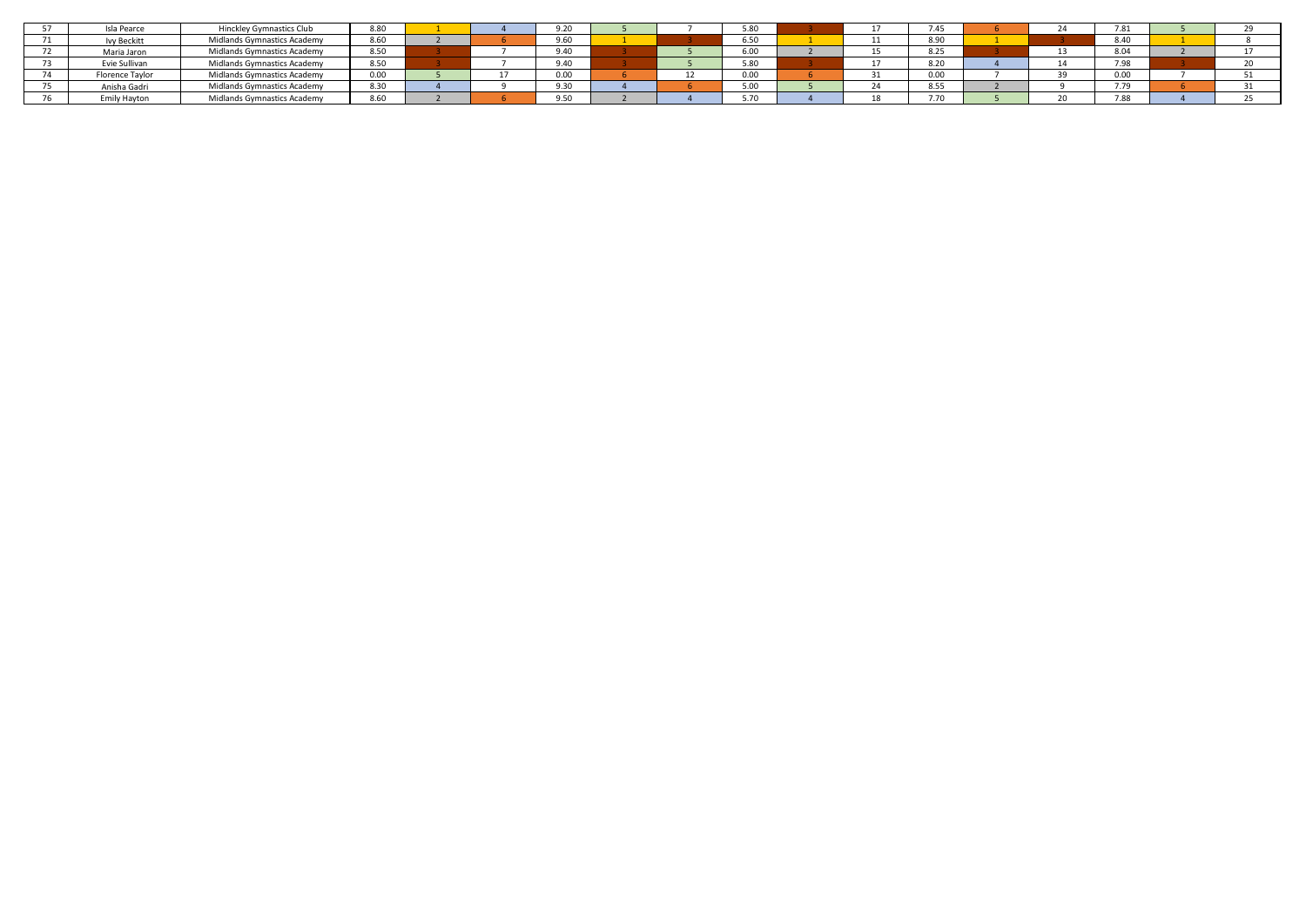| | | | | | | | | | | | | | | | | | |
|---|---|---|---|---|---|---|---|---|---|---|---|---|---|---|---|---|---|
| 57 | Isla Pearce | Hinckley Gymnastics Club | 8.80 | 1 | 4 | 9.20 | 5 | 7 | 5.80 | 3 | 17 | 7.45 | 6 | 24 | 7.81 | 5 | 29 |
| 71 | Ivy Beckitt | Midlands Gymnastics Academy | 8.60 | 2 | 6 | 9.60 | 1 | 3 | 6.50 | 1 | 11 | 8.90 | 1 | 3 | 8.40 | 1 | 8 |
| 72 | Maria Jaron | Midlands Gymnastics Academy | 8.50 | 3 | 7 | 9.40 | 3 | 5 | 6.00 | 2 | 15 | 8.25 | 3 | 13 | 8.04 | 2 | 17 |
| 73 | Evie Sullivan | Midlands Gymnastics Academy | 8.50 | 3 | 7 | 9.40 | 3 | 5 | 5.80 | 3 | 17 | 8.20 | 4 | 14 | 7.98 | 3 | 20 |
| 74 | Florence Taylor | Midlands Gymnastics Academy | 0.00 | 5 | 17 | 0.00 | 6 | 12 | 0.00 | 6 | 31 | 0.00 | 7 | 39 | 0.00 | 7 | 51 |
| 75 | Anisha Gadri | Midlands Gymnastics Academy | 8.30 | 4 | 9 | 9.30 | 4 | 6 | 5.00 | 5 | 24 | 8.55 | 2 | 9 | 7.79 | 6 | 31 |
| 76 | Emily Hayton | Midlands Gymnastics Academy | 8.60 | 2 | 6 | 9.50 | 2 | 4 | 5.70 | 4 | 18 | 7.70 | 5 | 20 | 7.88 | 4 | 25 |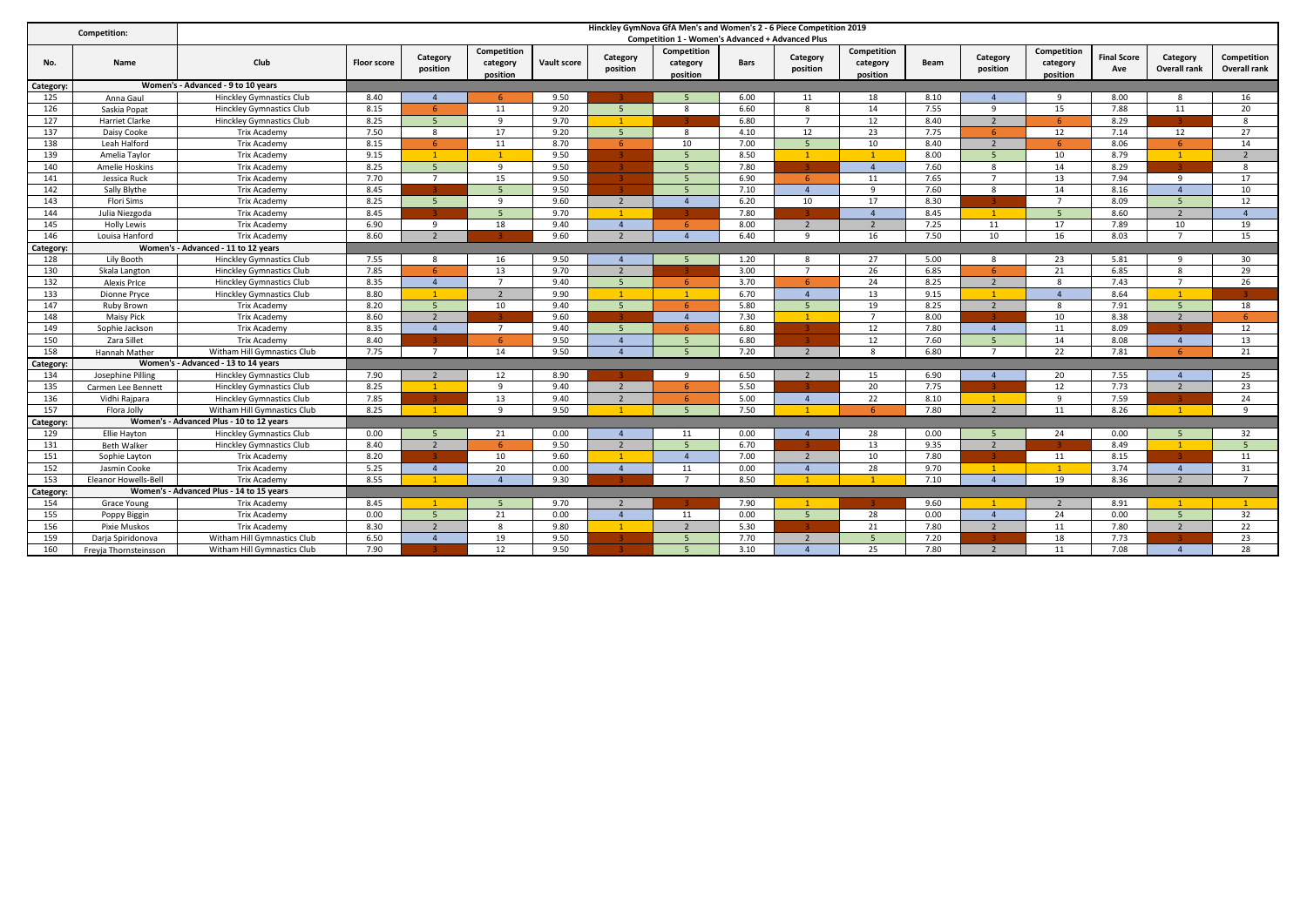| Competition: | | | Hinckley GymNova GfA Men's and Women's 2 - 6 Piece Competition 2019 Competition 1 - Women's Advanced + Advanced Plus | | | | | | | | | | | | | | |
|---|---|---|---|---|---|---|---|---|---|---|---|---|---|---|---|---|---|
| No. | Name | Club | Floor score | Category position | Competition category position | Vault score | Category position | Competition category position | Bars | Category position | Competition category position | Beam | Category position | Competition category position | Final Score Ave | Category Overall rank | Competition Overall rank |
| Category: | | Women's - Advanced - 9 to 10 years | | | | | | | | | | | | | | | |
| 125 | Anna Gaul | Hinckley Gymnastics Club | 8.40 | 4 | 6 | 9.50 | 3 | 5 | 6.00 | 11 | 18 | 8.10 | 4 | 9 | 8.00 | 8 | 16 |
| 126 | Saskia Popat | Hinckley Gymnastics Club | 8.15 | 6 | 11 | 9.20 | 5 | 8 | 6.60 | 8 | 14 | 7.55 | 9 | 15 | 7.88 | 11 | 20 |
| 127 | Harriet Clarke | Hinckley Gymnastics Club | 8.25 | 5 | 9 | 9.70 | 1 | 3 | 6.80 | 7 | 12 | 8.40 | 2 | 6 | 8.29 | 3 | 8 |
| 137 | Daisy Cooke | Trix Academy | 7.50 | 8 | 17 | 9.20 | 5 | 8 | 4.10 | 12 | 23 | 7.75 | 6 | 12 | 7.14 | 12 | 27 |
| 138 | Leah Halford | Trix Academy | 8.15 | 6 | 11 | 8.70 | 6 | 10 | 7.00 | 5 | 10 | 8.40 | 2 | 6 | 8.06 | 6 | 14 |
| 139 | Amelia Taylor | Trix Academy | 9.15 | 1 | 1 | 9.50 | 3 | 5 | 8.50 | 1 | 1 | 8.00 | 5 | 10 | 8.79 | 1 | 2 |
| 140 | Amelie Hoskins | Trix Academy | 8.25 | 5 | 9 | 9.50 | 3 | 5 | 7.80 | 3 | 4 | 7.60 | 8 | 14 | 8.29 | 3 | 8 |
| 141 | Jessica Ruck | Trix Academy | 7.70 | 7 | 15 | 9.50 | 3 | 5 | 6.90 | 6 | 11 | 7.65 | 7 | 13 | 7.94 | 9 | 17 |
| 142 | Sally Blythe | Trix Academy | 8.45 | 3 | 5 | 9.50 | 3 | 5 | 7.10 | 4 | 9 | 7.60 | 8 | 14 | 8.16 | 4 | 10 |
| 143 | Flori Sims | Trix Academy | 8.25 | 5 | 9 | 9.60 | 2 | 4 | 6.20 | 10 | 17 | 8.30 | 3 | 7 | 8.09 | 5 | 12 |
| 144 | Julia Niezgoda | Trix Academy | 8.45 | 3 | 5 | 9.70 | 1 | 3 | 7.80 | 3 | 4 | 8.45 | 1 | 5 | 8.60 | 2 | 4 |
| 145 | Holly Lewis | Trix Academy | 6.90 | 9 | 18 | 9.40 | 4 | 6 | 8.00 | 2 | 2 | 7.25 | 11 | 17 | 7.89 | 10 | 19 |
| 146 | Louisa Hanford | Trix Academy | 8.60 | 2 | 3 | 9.60 | 2 | 4 | 6.40 | 9 | 16 | 7.50 | 10 | 16 | 8.03 | 7 | 15 |
| Category: | | Women's - Advanced - 11 to 12 years | | | | | | | | | | | | | | | |
| 128 | Lily Booth | Hinckley Gymnastics Club | 7.55 | 8 | 16 | 9.50 | 4 | 5 | 1.20 | 8 | 27 | 5.00 | 8 | 23 | 5.81 | 9 | 30 |
| 130 | Skala Langton | Hinckley Gymnastics Club | 7.85 | 6 | 13 | 9.70 | 2 | 3 | 3.00 | 7 | 26 | 6.85 | 6 | 21 | 6.85 | 8 | 29 |
| 132 | Alexis PrIce | Hinckley Gymnastics Club | 8.35 | 4 | 7 | 9.40 | 5 | 6 | 3.70 | 6 | 24 | 8.25 | 2 | 8 | 7.43 | 7 | 26 |
| 133 | Dionne Pryce | Hinckley Gymnastics Club | 8.80 | 1 | 2 | 9.90 | 1 | 1 | 6.70 | 4 | 13 | 9.15 | 1 | 4 | 8.64 | 1 | 3 |
| 147 | Ruby Brown | Trix Academy | 8.20 | 5 | 10 | 9.40 | 5 | 6 | 5.80 | 5 | 19 | 8.25 | 2 | 8 | 7.91 | 5 | 18 |
| 148 | Maisy Pick | Trix Academy | 8.60 | 2 | 3 | 9.60 | 3 | 4 | 7.30 | 1 | 7 | 8.00 | 3 | 10 | 8.38 | 2 | 6 |
| 149 | Sophie Jackson | Trix Academy | 8.35 | 4 | 7 | 9.40 | 5 | 6 | 6.80 | 3 | 12 | 7.80 | 4 | 11 | 8.09 | 3 | 12 |
| 150 | Zara Sillet | Trix Academy | 8.40 | 3 | 6 | 9.50 | 4 | 5 | 6.80 | 3 | 12 | 7.60 | 5 | 14 | 8.08 | 4 | 13 |
| 158 | Hannah Mather | Witham Hill Gymnastics Club | 7.75 | 7 | 14 | 9.50 | 4 | 5 | 7.20 | 2 | 8 | 6.80 | 7 | 22 | 7.81 | 6 | 21 |
| Category: | | Women's - Advanced - 13 to 14 years | | | | | | | | | | | | | | | |
| 134 | Josephine Pilling | Hinckley Gymnastics Club | 7.90 | 2 | 12 | 8.90 | 3 | 9 | 6.50 | 2 | 15 | 6.90 | 4 | 20 | 7.55 | 4 | 25 |
| 135 | Carmen Lee Bennett | Hinckley Gymnastics Club | 8.25 | 1 | 9 | 9.40 | 2 | 6 | 5.50 | 3 | 20 | 7.75 | 3 | 12 | 7.73 | 2 | 23 |
| 136 | Vidhi Rajpara | Hinckley Gymnastics Club | 7.85 | 3 | 13 | 9.40 | 2 | 6 | 5.00 | 4 | 22 | 8.10 | 1 | 9 | 7.59 | 3 | 24 |
| 157 | Flora Jolly | Witham Hill Gymnastics Club | 8.25 | 1 | 9 | 9.50 | 1 | 5 | 7.50 | 1 | 6 | 7.80 | 2 | 11 | 8.26 | 1 | 9 |
| Category: | | Women's - Advanced Plus - 10 to 12 years | | | | | | | | | | | | | | | |
| 129 | Ellie Hayton | Hinckley Gymnastics Club | 0.00 | 5 | 21 | 0.00 | 4 | 11 | 0.00 | 4 | 28 | 0.00 | 5 | 24 | 0.00 | 5 | 32 |
| 131 | Beth Walker | Hinckley Gymnastics Club | 8.40 | 2 | 6 | 9.50 | 2 | 5 | 6.70 | 3 | 13 | 9.35 | 2 | 3 | 8.49 | 1 | 5 |
| 151 | Sophie Layton | Trix Academy | 8.20 | 3 | 10 | 9.60 | 1 | 4 | 7.00 | 2 | 10 | 7.80 | 3 | 11 | 8.15 | 3 | 11 |
| 152 | Jasmin Cooke | Trix Academy | 5.25 | 4 | 20 | 0.00 | 4 | 11 | 0.00 | 4 | 28 | 9.70 | 1 | 1 | 3.74 | 4 | 31 |
| 153 | Eleanor Howells-Bell | Trix Academy | 8.55 | 1 | 4 | 9.30 | 3 | 7 | 8.50 | 1 | 1 | 7.10 | 4 | 19 | 8.36 | 2 | 7 |
| Category: | | Women's - Advanced Plus - 14 to 15 years | | | | | | | | | | | | | | | |
| 154 | Grace Young | Trix Academy | 8.45 | 1 | 5 | 9.70 | 2 | 3 | 7.90 | 1 | 3 | 9.60 | 1 | 2 | 8.91 | 1 | 1 |
| 155 | Poppy Biggin | Trix Academy | 0.00 | 5 | 21 | 0.00 | 4 | 11 | 0.00 | 5 | 28 | 0.00 | 4 | 24 | 0.00 | 5 | 32 |
| 156 | Pixie Muskos | Trix Academy | 8.30 | 2 | 8 | 9.80 | 1 | 2 | 5.30 | 3 | 21 | 7.80 | 2 | 11 | 7.80 | 2 | 22 |
| 159 | Darja Spiridonova | Witham Hill Gymnastics Club | 6.50 | 4 | 19 | 9.50 | 3 | 5 | 7.70 | 2 | 5 | 7.20 | 3 | 18 | 7.73 | 3 | 23 |
| 160 | Freyja Thornsteinsson | Witham Hill Gymnastics Club | 7.90 | 3 | 12 | 9.50 | 3 | 5 | 3.10 | 4 | 25 | 7.80 | 2 | 11 | 7.08 | 4 | 28 |